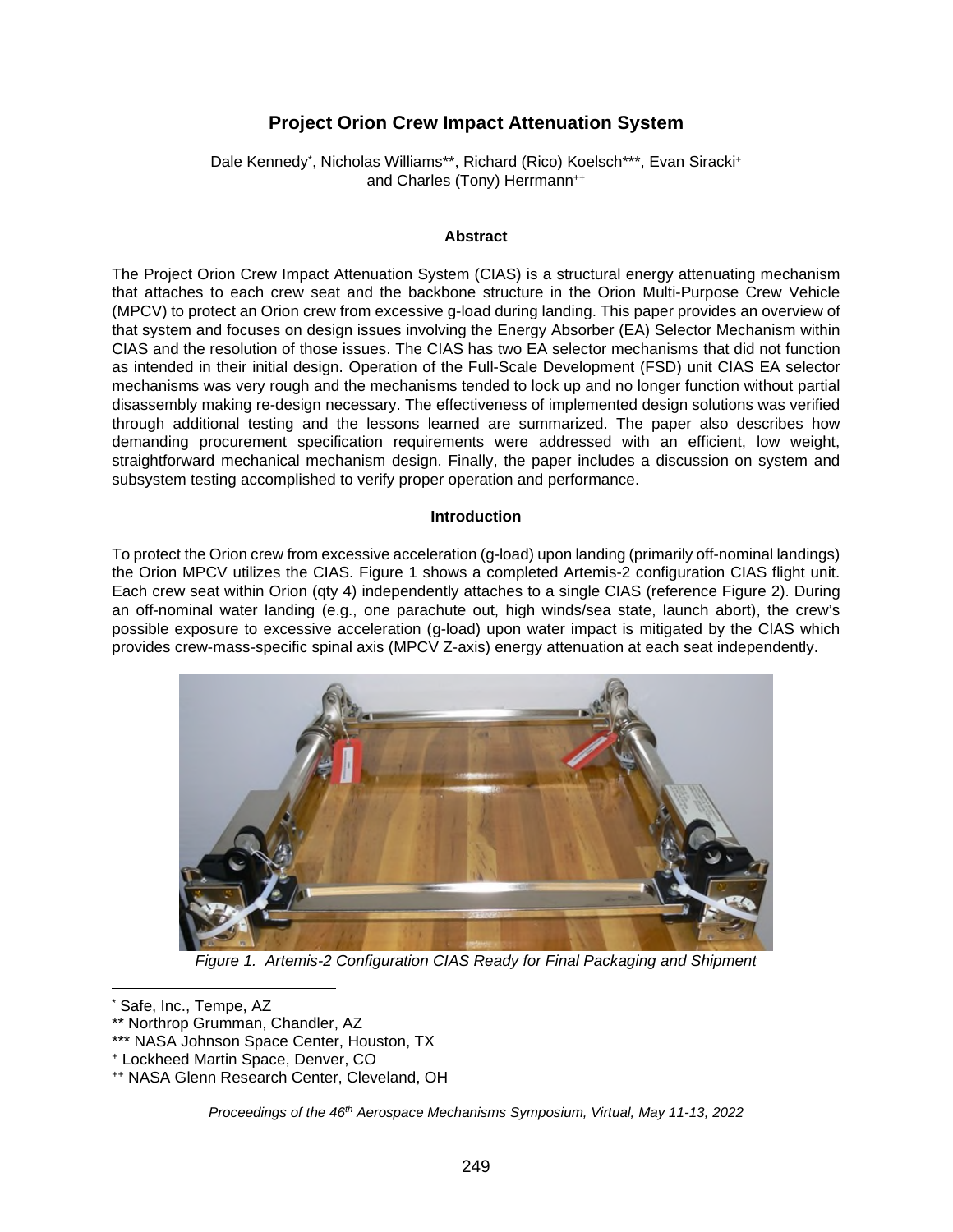# Project Orion Crew Impact Attenuation System

Dale Kennedy[*], Nicholas Williams[**], Richard (Rico) Koelsch[***], Evan Siracki[+] and Charles (Tony) Herrmann[++]

## Abstract

The Project Orion Crew Impact Attenuation System (CIAS) is a structural energy attenuating mechanism that attaches to each crew seat and the backbone structure in the Orion Multi-Purpose Crew Vehicle (MPCV) to protect an Orion crew from excessive g-load during landing. This paper provides an overview of that system and focuses on design issues involving the Energy Absorber (EA) Selector Mechanism within CIAS and the resolution of those issues. The CIAS has two EA selector mechanisms that did not function as intended in their initial design. Operation of the Full-Scale Development (FSD) unit CIAS EA selector mechanisms was very rough and the mechanisms tended to lock up and no longer function without partial disassembly making re-design necessary. The effectiveness of implemented design solutions was verified through additional testing and the lessons learned are summarized. The paper also describes how demanding procurement specification requirements were addressed with an efficient, low weight, straightforward mechanical mechanism design. Finally, the paper includes a discussion on system and subsystem testing accomplished to verify proper operation and performance.

## Introduction

To protect the Orion crew from excessive acceleration (g-load) upon landing (primarily off-nominal landings) the Orion MPCV utilizes the CIAS. Figure 1 shows a completed Artemis-2 configuration CIAS flight unit. Each crew seat within Orion (qty 4) independently attaches to a single CIAS (reference Figure 2). During an off-nominal water landing (e.g., one parachute out, high winds/sea state, launch abort), the crew's possible exposure to excessive acceleration (g-load) upon water impact is mitigated by the CIAS which provides crew-mass-specific spinal axis (MPCV Z-axis) energy attenuation at each seat independently.

*Figure 1. Artemis-2 Configuration CIAS Ready for Final Packaging and Shipment*

[*] Safe, Inc., Tempe, AZ
[**] Northrop Grumman, Chandler, AZ
[***] NASA Johnson Space Center, Houston, TX
[+] Lockheed Martin Space, Denver, CO
[++] NASA Glenn Research Center, Cleveland, OH

*Proceedings of the 46th Aerospace Mechanisms Symposium, Virtual, May 11-13, 2022*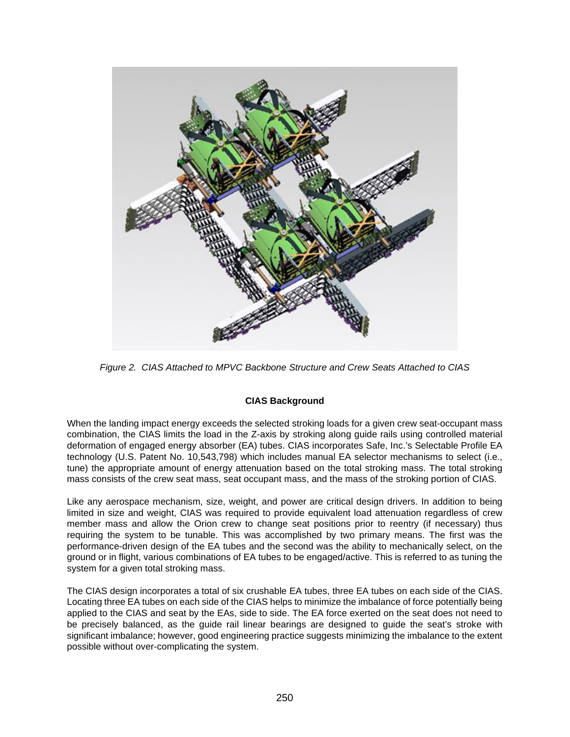*Figure 2. CIAS Attached to MPVC Backbone Structure and Crew Seats Attached to CIAS*

**CIAS Background**

When the landing impact energy exceeds the selected stroking loads for a given crew seat-occupant mass combination, the CIAS limits the load in the Z-axis by stroking along guide rails using controlled material deformation of engaged energy absorber (EA) tubes. CIAS incorporates Safe, Inc.'s Selectable Profile EA technology (U.S. Patent No. 10,543,798) which includes manual EA selector mechanisms to select (i.e., tune) the appropriate amount of energy attenuation based on the total stroking mass. The total stroking mass consists of the crew seat mass, seat occupant mass, and the mass of the stroking portion of CIAS.

Like any aerospace mechanism, size, weight, and power are critical design drivers. In addition to being limited in size and weight, CIAS was required to provide equivalent load attenuation regardless of crew member mass and allow the Orion crew to change seat positions prior to reentry (if necessary) thus requiring the system to be tunable. This was accomplished by two primary means. The first was the performance-driven design of the EA tubes and the second was the ability to mechanically select, on the ground or in flight, various combinations of EA tubes to be engaged/active. This is referred to as tuning the system for a given total stroking mass.

The CIAS design incorporates a total of six crushable EA tubes, three EA tubes on each side of the CIAS. Locating three EA tubes on each side of the CIAS helps to minimize the imbalance of force potentially being applied to the CIAS and seat by the EAs, side to side. The EA force exerted on the seat does not need to be precisely balanced, as the guide rail linear bearings are designed to guide the seat's stroke with significant imbalance; however, good engineering practice suggests minimizing the imbalance to the extent possible without over-complicating the system.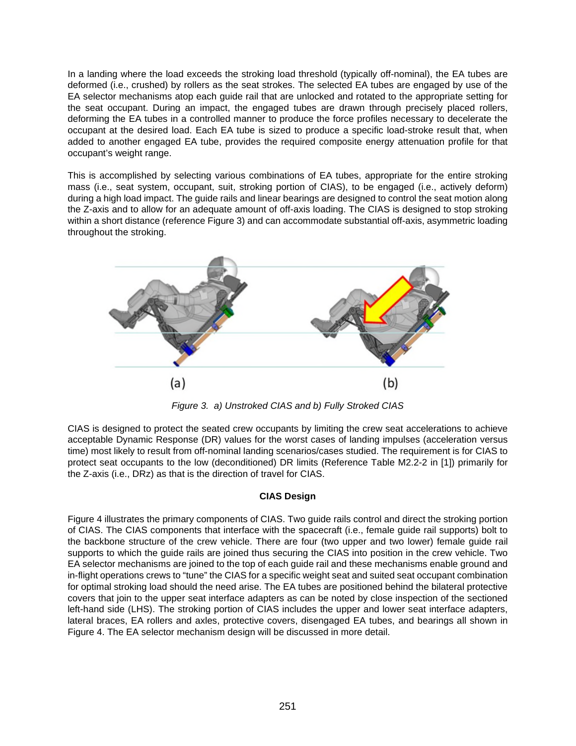In a landing where the load exceeds the stroking load threshold (typically off-nominal), the EA tubes are deformed (i.e., crushed) by rollers as the seat strokes. The selected EA tubes are engaged by use of the EA selector mechanisms atop each guide rail that are unlocked and rotated to the appropriate setting for the seat occupant. During an impact, the engaged tubes are drawn through precisely placed rollers, deforming the EA tubes in a controlled manner to produce the force profiles necessary to decelerate the occupant at the desired load. Each EA tube is sized to produce a specific load-stroke result that, when added to another engaged EA tube, provides the required composite energy attenuation profile for that occupant's weight range.

This is accomplished by selecting various combinations of EA tubes, appropriate for the entire stroking mass (i.e., seat system, occupant, suit, stroking portion of CIAS), to be engaged (i.e., actively deform) during a high load impact. The guide rails and linear bearings are designed to control the seat motion along the Z-axis and to allow for an adequate amount of off-axis loading. The CIAS is designed to stop stroking within a short distance (reference Figure 3) and can accommodate substantial off-axis, asymmetric loading throughout the stroking.

*Figure 3. a) Unstroked CIAS and b) Fully Stroked CIAS*

CIAS is designed to protect the seated crew occupants by limiting the crew seat accelerations to achieve acceptable Dynamic Response (DR) values for the worst cases of landing impulses (acceleration versus time) most likely to result from off-nominal landing scenarios/cases studied. The requirement is for CIAS to protect seat occupants to the low (deconditioned) DR limits (Reference Table M2.2-2 in [1]) primarily for the Z-axis (i.e., DRz) as that is the direction of travel for CIAS.

## CIAS Design

Figure 4 illustrates the primary components of CIAS. Two guide rails control and direct the stroking portion of CIAS. The CIAS components that interface with the spacecraft (i.e., female guide rail supports) bolt to the backbone structure of the crew vehicle. There are four (two upper and two lower) female guide rail supports to which the guide rails are joined thus securing the CIAS into position in the crew vehicle. Two EA selector mechanisms are joined to the top of each guide rail and these mechanisms enable ground and in-flight operations crews to "tune" the CIAS for a specific weight seat and suited seat occupant combination for optimal stroking load should the need arise. The EA tubes are positioned behind the bilateral protective covers that join to the upper seat interface adapters as can be noted by close inspection of the sectioned left-hand side (LHS). The stroking portion of CIAS includes the upper and lower seat interface adapters, lateral braces, EA rollers and axles, protective covers, disengaged EA tubes, and bearings all shown in Figure 4. The EA selector mechanism design will be discussed in more detail.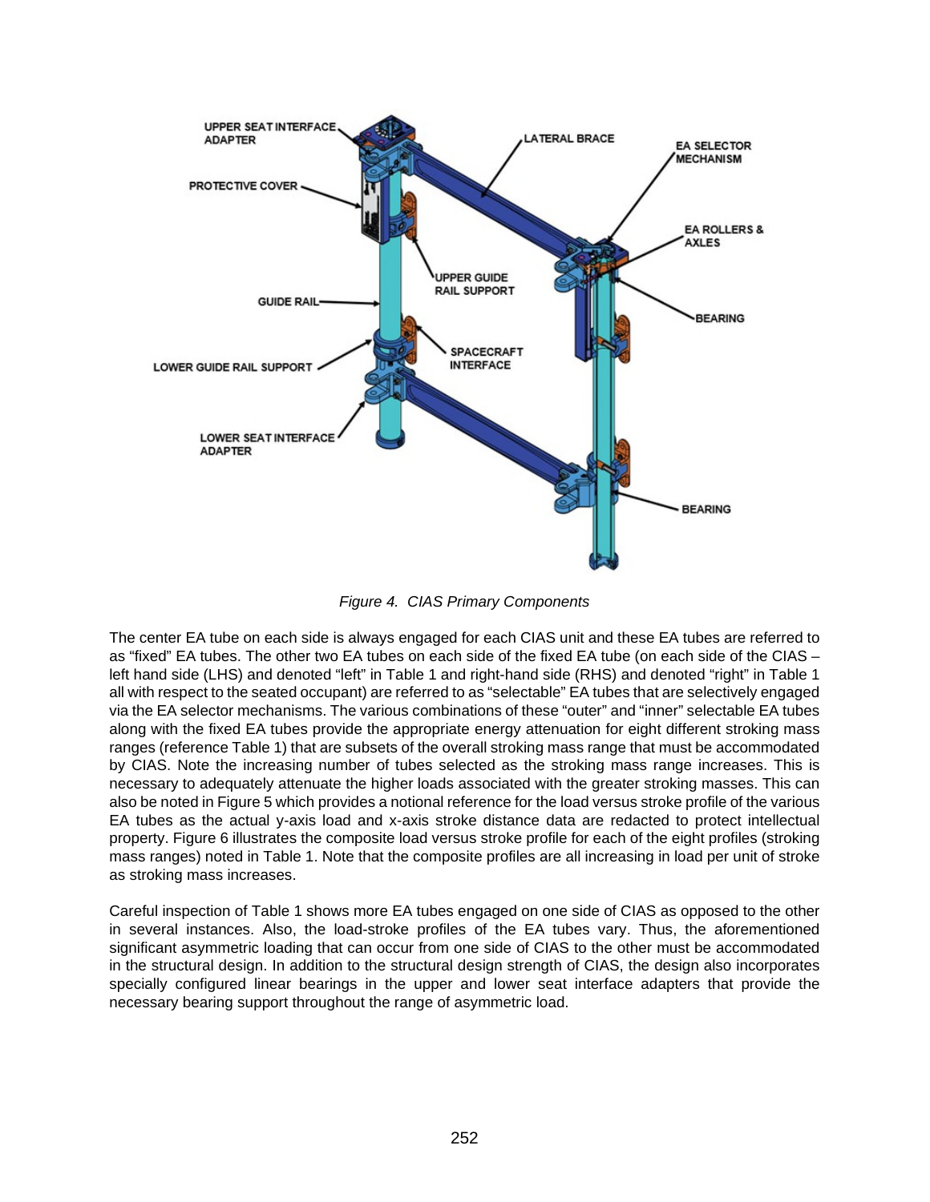*Figure 4. CIAS Primary Components*

The center EA tube on each side is always engaged for each CIAS unit and these EA tubes are referred to as "fixed" EA tubes. The other two EA tubes on each side of the fixed EA tube (on each side of the CIAS – left hand side (LHS) and denoted "left" in Table 1 and right-hand side (RHS) and denoted "right" in Table 1 all with respect to the seated occupant) are referred to as "selectable" EA tubes that are selectively engaged via the EA selector mechanisms. The various combinations of these "outer" and "inner" selectable EA tubes along with the fixed EA tubes provide the appropriate energy attenuation for eight different stroking mass ranges (reference Table 1) that are subsets of the overall stroking mass range that must be accommodated by CIAS. Note the increasing number of tubes selected as the stroking mass range increases. This is necessary to adequately attenuate the higher loads associated with the greater stroking masses. This can also be noted in Figure 5 which provides a notional reference for the load versus stroke profile of the various EA tubes as the actual y-axis load and x-axis stroke distance data are redacted to protect intellectual property. Figure 6 illustrates the composite load versus stroke profile for each of the eight profiles (stroking mass ranges) noted in Table 1. Note that the composite profiles are all increasing in load per unit of stroke as stroking mass increases.

Careful inspection of Table 1 shows more EA tubes engaged on one side of CIAS as opposed to the other in several instances. Also, the load-stroke profiles of the EA tubes vary. Thus, the aforementioned significant asymmetric loading that can occur from one side of CIAS to the other must be accommodated in the structural design. In addition to the structural design strength of CIAS, the design also incorporates specially configured linear bearings in the upper and lower seat interface adapters that provide the necessary bearing support throughout the range of asymmetric load.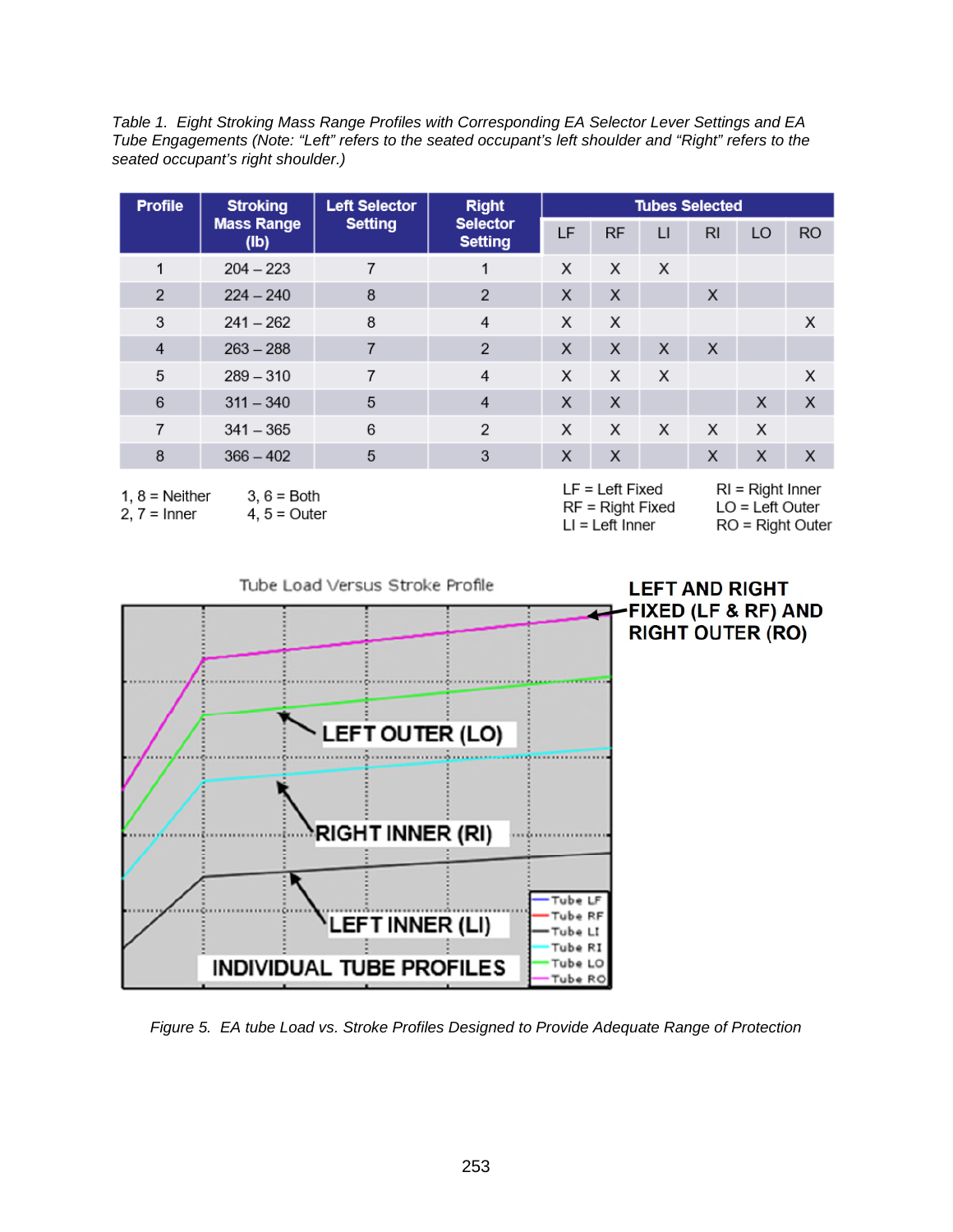*Table 1. Eight Stroking Mass Range Profiles with Corresponding EA Selector Lever Settings and EA Tube Engagements (Note: "Left" refers to the seated occupant's left shoulder and "Right" refers to the seated occupant's right shoulder.)*

| Profile | Stroking Mass Range (lb) | Left Selector Setting | Right Selector Setting | Tubes Selected | | | | | |
|---|---|---|---|---|---|---|---|---|---|
| | | | | LF | RF | LI | RI | LO | RO |
| 1 | 204 – 223 | 7 | 1 | X | X | X | | | |
| 2 | 224 – 240 | 8 | 2 | X | X | | X | | |
| 3 | 241 – 262 | 8 | 4 | X | X | | | | X |
| 4 | 263 – 288 | 7 | 2 | X | X | X | X | | |
| 5 | 289 – 310 | 7 | 4 | X | X | X | | | X |
| 6 | 311 – 340 | 5 | 4 | X | X | | | X | X |
| 7 | 341 – 365 | 6 | 2 | X | X | X | X | X | |
| 8 | 366 – 402 | 5 | 3 | X | X | | X | X | X |

1, 8 = Neither  
2, 7 = Inner  
3, 6 = Both  
4, 5 = Outer

LF = Left Fixed  
RF = Right Fixed  
LI = Left Inner  
RI = Right Inner  
LO = Left Outer  
RO = Right Outer

*Figure 5. EA tube Load vs. Stroke Profiles Designed to Provide Adequate Range of Protection*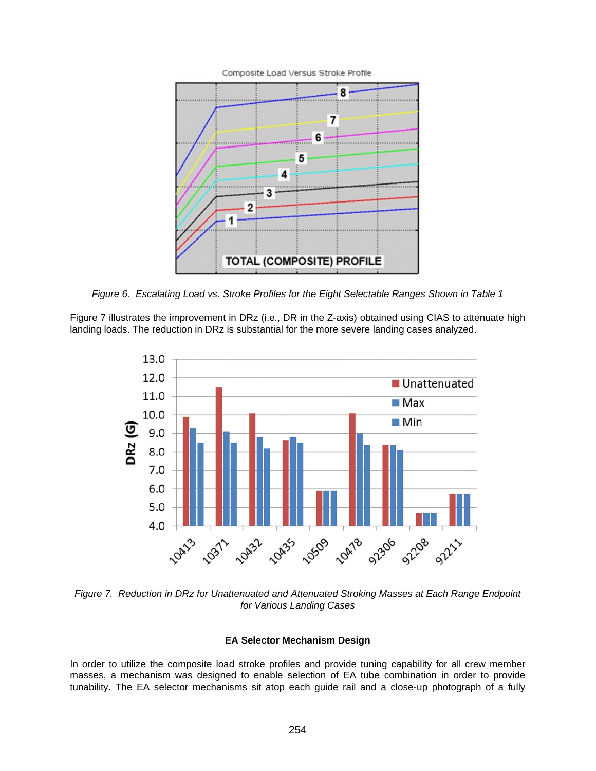*Figure 6. Escalating Load vs. Stroke Profiles for the Eight Selectable Ranges Shown in Table 1*

Figure 7 illustrates the improvement in DRz (i.e., DR in the Z-axis) obtained using CIAS to attenuate high landing loads. The reduction in DRz is substantial for the more severe landing cases analyzed.

*Figure 7. Reduction in DRz for Unattenuated and Attenuated Stroking Masses at Each Range Endpoint for Various Landing Cases*

#### EA Selector Mechanism Design

In order to utilize the composite load stroke profiles and provide tuning capability for all crew member masses, a mechanism was designed to enable selection of EA tube combination in order to provide tunability. The EA selector mechanisms sit atop each guide rail and a close-up photograph of a fully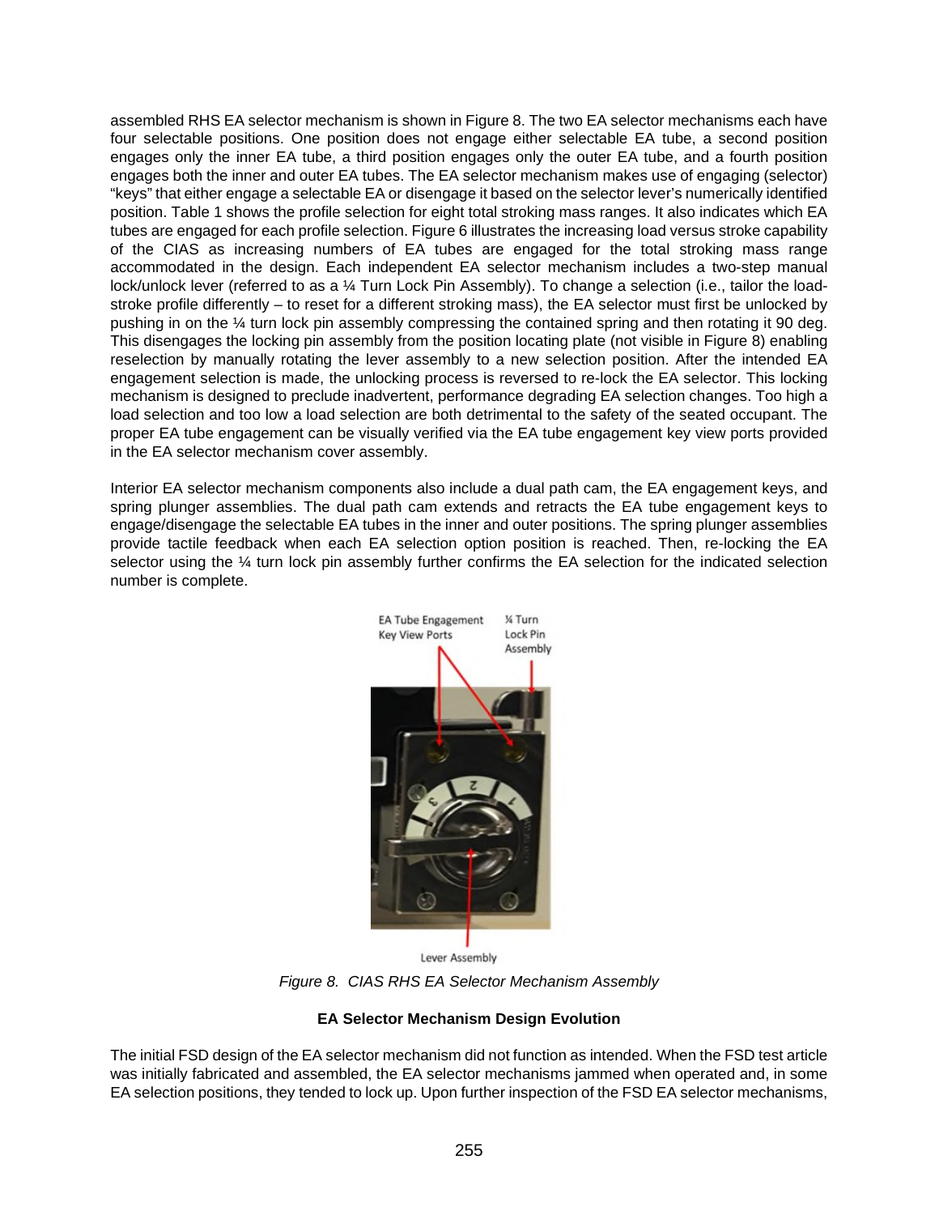assembled RHS EA selector mechanism is shown in Figure 8. The two EA selector mechanisms each have four selectable positions. One position does not engage either selectable EA tube, a second position engages only the inner EA tube, a third position engages only the outer EA tube, and a fourth position engages both the inner and outer EA tubes. The EA selector mechanism makes use of engaging (selector) "keys" that either engage a selectable EA or disengage it based on the selector lever's numerically identified position. Table 1 shows the profile selection for eight total stroking mass ranges. It also indicates which EA tubes are engaged for each profile selection. Figure 6 illustrates the increasing load versus stroke capability of the CIAS as increasing numbers of EA tubes are engaged for the total stroking mass range accommodated in the design. Each independent EA selector mechanism includes a two-step manual lock/unlock lever (referred to as a ¼ Turn Lock Pin Assembly). To change a selection (i.e., tailor the load-stroke profile differently – to reset for a different stroking mass), the EA selector must first be unlocked by pushing in on the ¼ turn lock pin assembly compressing the contained spring and then rotating it 90 deg. This disengages the locking pin assembly from the position locating plate (not visible in Figure 8) enabling reselection by manually rotating the lever assembly to a new selection position. After the intended EA engagement selection is made, the unlocking process is reversed to re-lock the EA selector. This locking mechanism is designed to preclude inadvertent, performance degrading EA selection changes. Too high a load selection and too low a load selection are both detrimental to the safety of the seated occupant. The proper EA tube engagement can be visually verified via the EA tube engagement key view ports provided in the EA selector mechanism cover assembly.

Interior EA selector mechanism components also include a dual path cam, the EA engagement keys, and spring plunger assemblies. The dual path cam extends and retracts the EA tube engagement keys to engage/disengage the selectable EA tubes in the inner and outer positions. The spring plunger assemblies provide tactile feedback when each EA selection option position is reached. Then, re-locking the EA selector using the ¼ turn lock pin assembly further confirms the EA selection for the indicated selection number is complete.

EA Tube Engagement Key View Ports

¼ Turn Lock Pin Assembly

Lever Assembly

*Figure 8. CIAS RHS EA Selector Mechanism Assembly*

**EA Selector Mechanism Design Evolution**

The initial FSD design of the EA selector mechanism did not function as intended. When the FSD test article was initially fabricated and assembled, the EA selector mechanisms jammed when operated and, in some EA selection positions, they tended to lock up. Upon further inspection of the FSD EA selector mechanisms,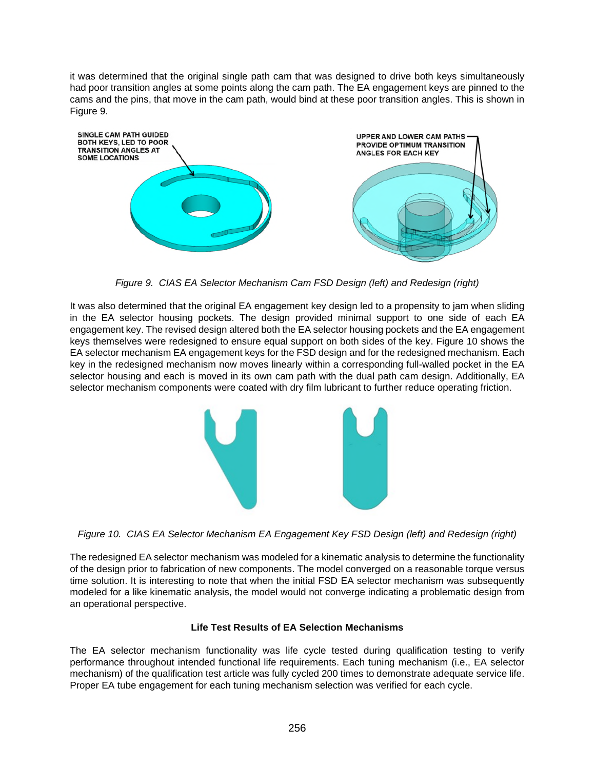it was determined that the original single path cam that was designed to drive both keys simultaneously had poor transition angles at some points along the cam path. The EA engagement keys are pinned to the cams and the pins, that move in the cam path, would bind at these poor transition angles. This is shown in Figure 9.

SINGLE CAM PATH GUIDED BOTH KEYS, LED TO POOR TRANSITION ANGLES AT SOME LOCATIONS

UPPER AND LOWER CAM PATHS PROVIDE OPTIMUM TRANSITION ANGLES FOR EACH KEY

*Figure 9. CIAS EA Selector Mechanism Cam FSD Design (left) and Redesign (right)*

It was also determined that the original EA engagement key design led to a propensity to jam when sliding in the EA selector housing pockets. The design provided minimal support to one side of each EA engagement key. The revised design altered both the EA selector housing pockets and the EA engagement keys themselves were redesigned to ensure equal support on both sides of the key. Figure 10 shows the EA selector mechanism EA engagement keys for the FSD design and for the redesigned mechanism. Each key in the redesigned mechanism now moves linearly within a corresponding full-walled pocket in the EA selector housing and each is moved in its own cam path with the dual path cam design. Additionally, EA selector mechanism components were coated with dry film lubricant to further reduce operating friction.

*Figure 10. CIAS EA Selector Mechanism EA Engagement Key FSD Design (left) and Redesign (right)*

The redesigned EA selector mechanism was modeled for a kinematic analysis to determine the functionality of the design prior to fabrication of new components. The model converged on a reasonable torque versus time solution. It is interesting to note that when the initial FSD EA selector mechanism was subsequently modeled for a like kinematic analysis, the model would not converge indicating a problematic design from an operational perspective.

**Life Test Results of EA Selection Mechanisms**

The EA selector mechanism functionality was life cycle tested during qualification testing to verify performance throughout intended functional life requirements. Each tuning mechanism (i.e., EA selector mechanism) of the qualification test article was fully cycled 200 times to demonstrate adequate service life. Proper EA tube engagement for each tuning mechanism selection was verified for each cycle.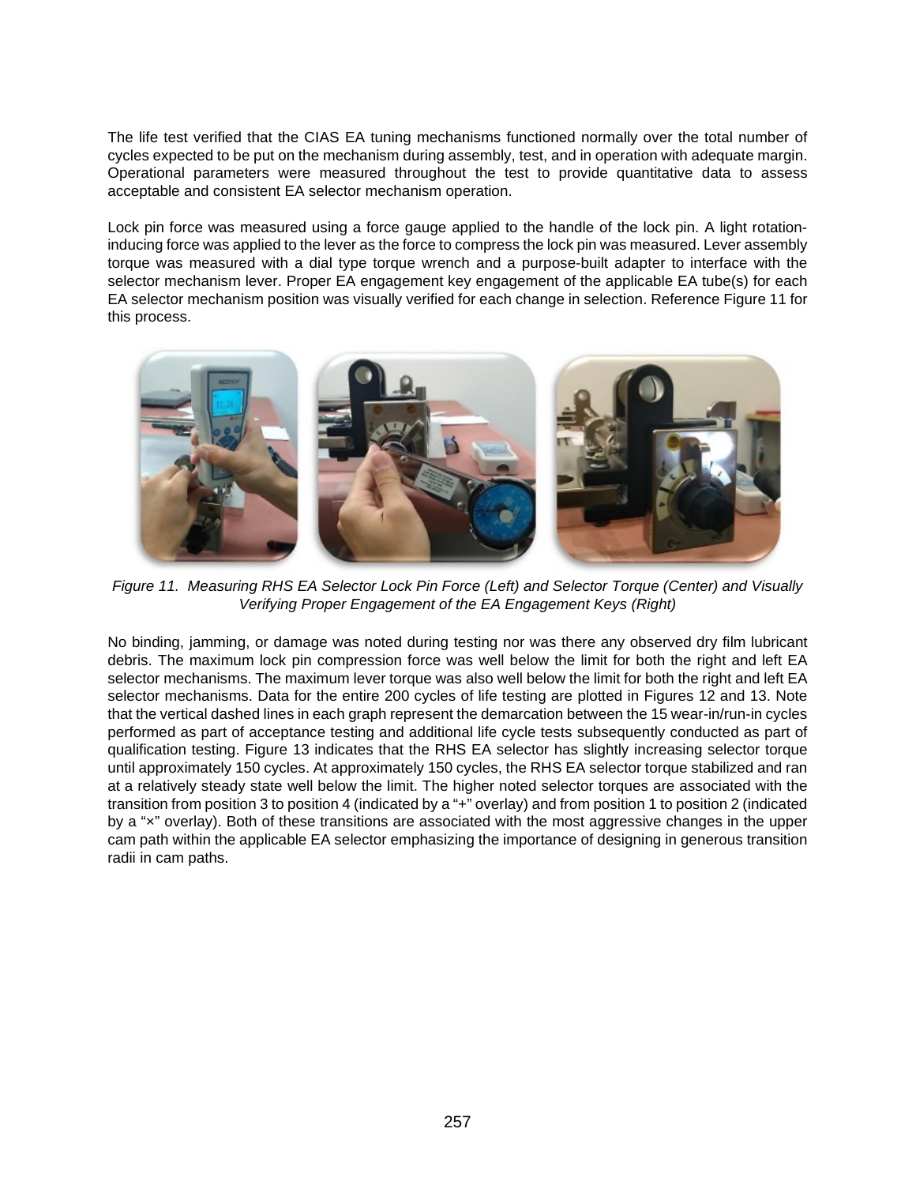The life test verified that the CIAS EA tuning mechanisms functioned normally over the total number of cycles expected to be put on the mechanism during assembly, test, and in operation with adequate margin. Operational parameters were measured throughout the test to provide quantitative data to assess acceptable and consistent EA selector mechanism operation.

Lock pin force was measured using a force gauge applied to the handle of the lock pin. A light rotation-inducing force was applied to the lever as the force to compress the lock pin was measured. Lever assembly torque was measured with a dial type torque wrench and a purpose-built adapter to interface with the selector mechanism lever. Proper EA engagement key engagement of the applicable EA tube(s) for each EA selector mechanism position was visually verified for each change in selection. Reference Figure 11 for this process.

*Figure 11. Measuring RHS EA Selector Lock Pin Force (Left) and Selector Torque (Center) and Visually Verifying Proper Engagement of the EA Engagement Keys (Right)*

No binding, jamming, or damage was noted during testing nor was there any observed dry film lubricant debris. The maximum lock pin compression force was well below the limit for both the right and left EA selector mechanisms. The maximum lever torque was also well below the limit for both the right and left EA selector mechanisms. Data for the entire 200 cycles of life testing are plotted in Figures 12 and 13. Note that the vertical dashed lines in each graph represent the demarcation between the 15 wear-in/run-in cycles performed as part of acceptance testing and additional life cycle tests subsequently conducted as part of qualification testing. Figure 13 indicates that the RHS EA selector has slightly increasing selector torque until approximately 150 cycles. At approximately 150 cycles, the RHS EA selector torque stabilized and ran at a relatively steady state well below the limit. The higher noted selector torques are associated with the transition from position 3 to position 4 (indicated by a "+" overlay) and from position 1 to position 2 (indicated by a "×" overlay). Both of these transitions are associated with the most aggressive changes in the upper cam path within the applicable EA selector emphasizing the importance of designing in generous transition radii in cam paths.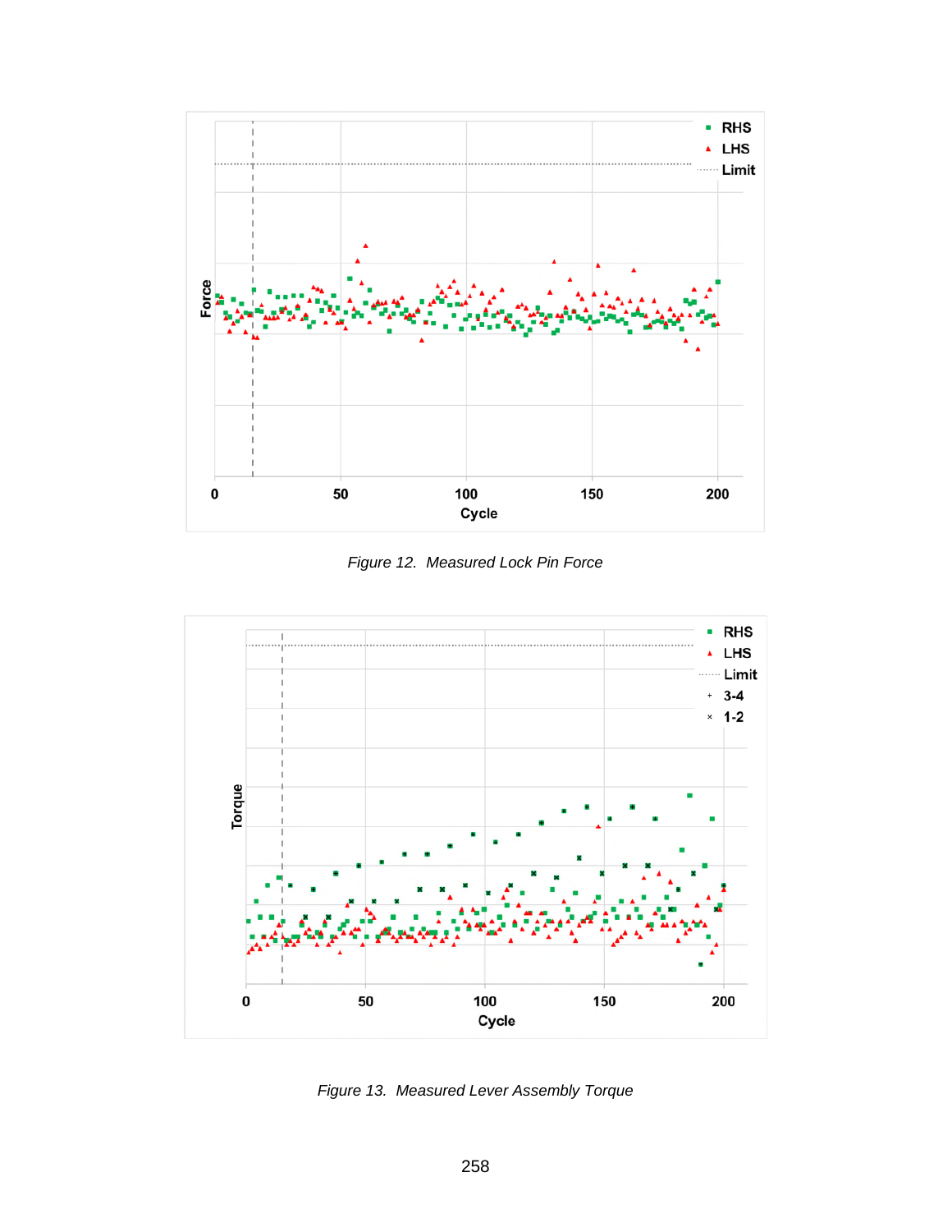Figure 12. Measured Lock Pin Force

Figure 13. Measured Lever Assembly Torque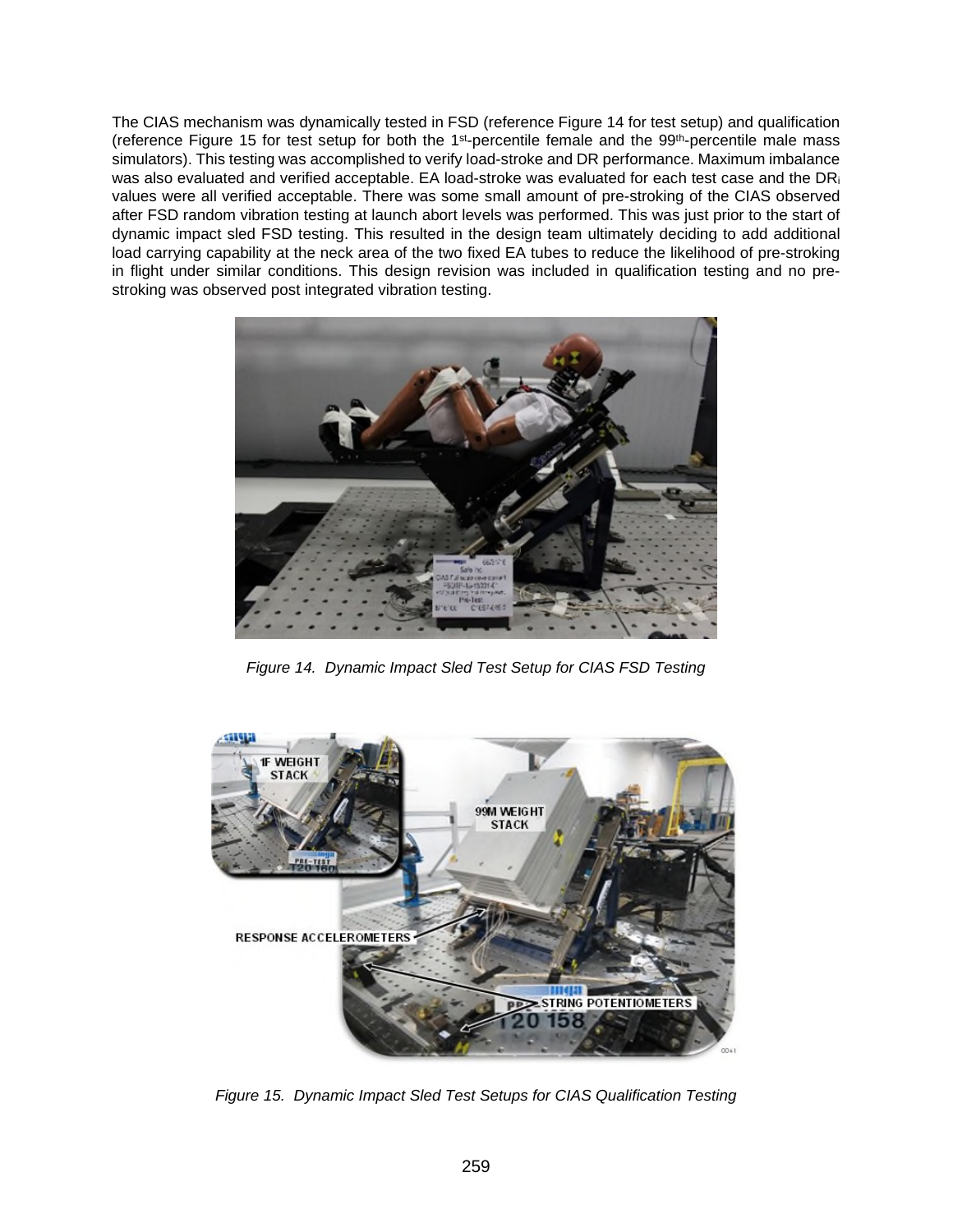The CIAS mechanism was dynamically tested in FSD (reference Figure 14 for test setup) and qualification (reference Figure 15 for test setup for both the 1st-percentile female and the 99th-percentile male mass simulators). This testing was accomplished to verify load-stroke and DR performance. Maximum imbalance was also evaluated and verified acceptable. EA load-stroke was evaluated for each test case and the $DR_i$ values were all verified acceptable. There was some small amount of pre-stroking of the CIAS observed after FSD random vibration testing at launch abort levels was performed. This was just prior to the start of dynamic impact sled FSD testing. This resulted in the design team ultimately deciding to add additional load carrying capability at the neck area of the two fixed EA tubes to reduce the likelihood of pre-stroking in flight under similar conditions. This design revision was included in qualification testing and no pre-stroking was observed post integrated vibration testing.

*Figure 14. Dynamic Impact Sled Test Setup for CIAS FSD Testing*

*Figure 15. Dynamic Impact Sled Test Setups for CIAS Qualification Testing*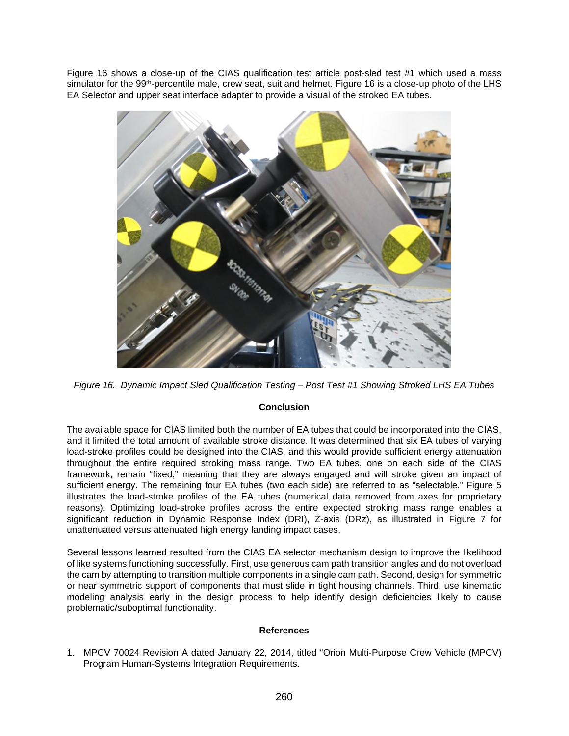Figure 16 shows a close-up of the CIAS qualification test article post-sled test #1 which used a mass simulator for the 99th-percentile male, crew seat, suit and helmet. Figure 16 is a close-up photo of the LHS EA Selector and upper seat interface adapter to provide a visual of the stroked EA tubes.

*Figure 16. Dynamic Impact Sled Qualification Testing – Post Test #1 Showing Stroked LHS EA Tubes*

## Conclusion

The available space for CIAS limited both the number of EA tubes that could be incorporated into the CIAS, and it limited the total amount of available stroke distance. It was determined that six EA tubes of varying load-stroke profiles could be designed into the CIAS, and this would provide sufficient energy attenuation throughout the entire required stroking mass range. Two EA tubes, one on each side of the CIAS framework, remain "fixed," meaning that they are always engaged and will stroke given an impact of sufficient energy. The remaining four EA tubes (two each side) are referred to as "selectable." Figure 5 illustrates the load-stroke profiles of the EA tubes (numerical data removed from axes for proprietary reasons). Optimizing load-stroke profiles across the entire expected stroking mass range enables a significant reduction in Dynamic Response Index (DRI), Z-axis (DRz), as illustrated in Figure 7 for unattenuated versus attenuated high energy landing impact cases.

Several lessons learned resulted from the CIAS EA selector mechanism design to improve the likelihood of like systems functioning successfully. First, use generous cam path transition angles and do not overload the cam by attempting to transition multiple components in a single cam path. Second, design for symmetric or near symmetric support of components that must slide in tight housing channels. Third, use kinematic modeling analysis early in the design process to help identify design deficiencies likely to cause problematic/suboptimal functionality.

## References

1. MPCV 70024 Revision A dated January 22, 2014, titled "Orion Multi-Purpose Crew Vehicle (MPCV) Program Human-Systems Integration Requirements.